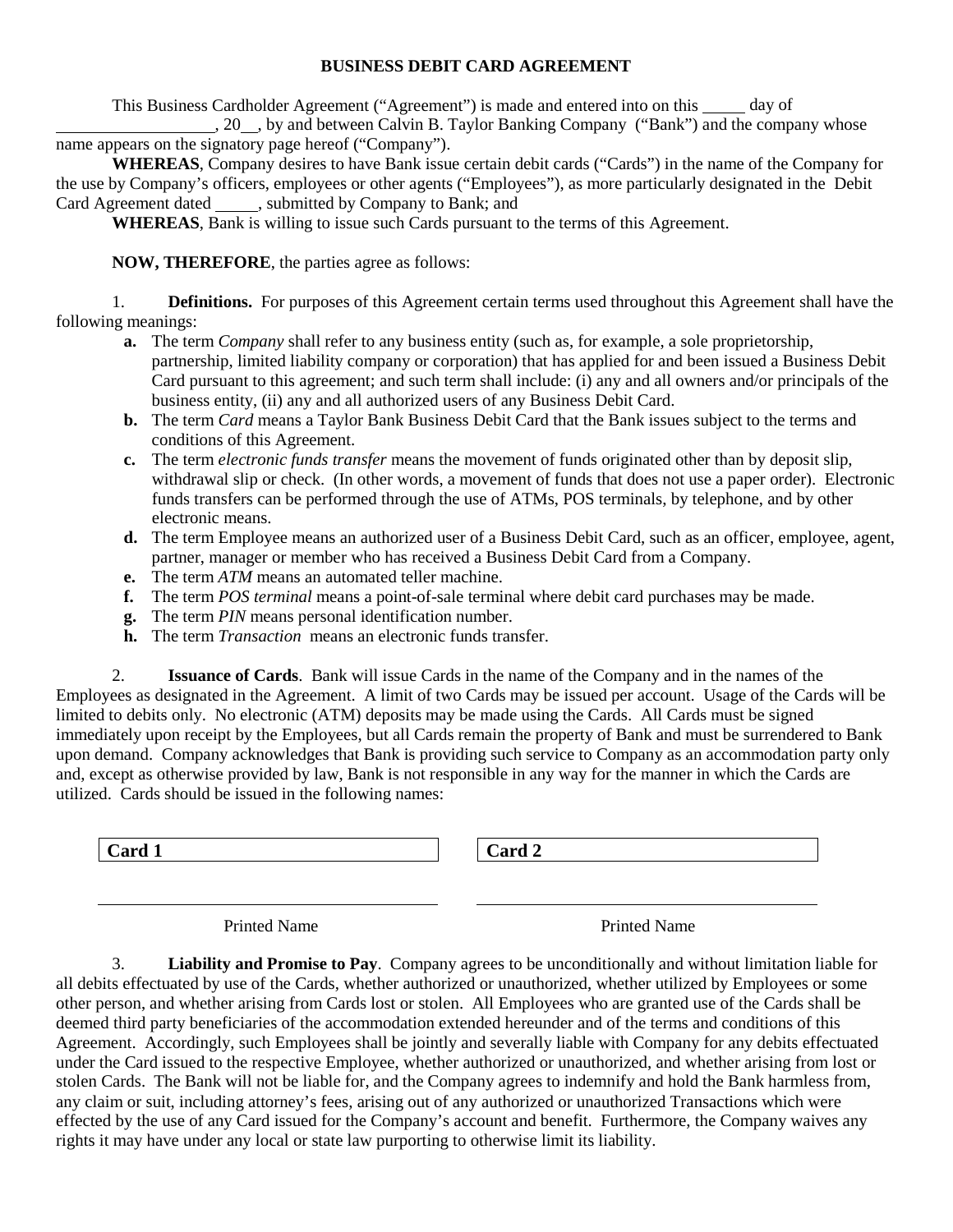# BUSINESS DEBIT CARD AGREEMENT

This Business Cardholder Agreement ("Agreement") is made and entered into on this _____ day of __________________, 20__, by and between Calvin B. Taylor Banking Company ("Bank") and the company whose name appears on the signatory page hereof ("Company").

**WHEREAS**, Company desires to have Bank issue certain debit cards ("Cards") in the name of the Company for the use by Company's officers, employees or other agents ("Employees"), as more particularly designated in the Debit Card Agreement dated _____, submitted by Company to Bank; and

**WHEREAS**, Bank is willing to issue such Cards pursuant to the terms of this Agreement.

**NOW, THEREFORE**, the parties agree as follows:

1. **Definitions.** For purposes of this Agreement certain terms used throughout this Agreement shall have the following meanings:

   **a.** The term *Company* shall refer to any business entity (such as, for example, a sole proprietorship, partnership, limited liability company or corporation) that has applied for and been issued a Business Debit Card pursuant to this agreement; and such term shall include: (i) any and all owners and/or principals of the business entity, (ii) any and all authorized users of any Business Debit Card.

   **b.** The term *Card* means a Taylor Bank Business Debit Card that the Bank issues subject to the terms and conditions of this Agreement.

   **c.** The term *electronic funds transfer* means the movement of funds originated other than by deposit slip, withdrawal slip or check. (In other words, a movement of funds that does not use a paper order). Electronic funds transfers can be performed through the use of ATMs, POS terminals, by telephone, and by other electronic means.

   **d.** The term Employee means an authorized user of a Business Debit Card, such as an officer, employee, agent, partner, manager or member who has received a Business Debit Card from a Company.

   **e.** The term *ATM* means an automated teller machine.

   **f.** The term *POS terminal* means a point-of-sale terminal where debit card purchases may be made.

   **g.** The term *PIN* means personal identification number.

   **h.** The term *Transaction* means an electronic funds transfer.

2. **Issuance of Cards**. Bank will issue Cards in the name of the Company and in the names of the Employees as designated in the Agreement. A limit of two Cards may be issued per account. Usage of the Cards will be limited to debits only. No electronic (ATM) deposits may be made using the Cards. All Cards must be signed immediately upon receipt by the Employees, but all Cards remain the property of Bank and must be surrendered to Bank upon demand. Company acknowledges that Bank is providing such service to Company as an accommodation party only and, except as otherwise provided by law, Bank is not responsible in any way for the manner in which the Cards are utilized. Cards should be issued in the following names:

| **Card 1** | **Card 2** |
|---|---|
| __________________________ | __________________________ |
| Printed Name | Printed Name |

3. **Liability and Promise to Pay**. Company agrees to be unconditionally and without limitation liable for all debits effectuated by use of the Cards, whether authorized or unauthorized, whether utilized by Employees or some other person, and whether arising from Cards lost or stolen. All Employees who are granted use of the Cards shall be deemed third party beneficiaries of the accommodation extended hereunder and of the terms and conditions of this Agreement. Accordingly, such Employees shall be jointly and severally liable with Company for any debits effectuated under the Card issued to the respective Employee, whether authorized or unauthorized, and whether arising from lost or stolen Cards. The Bank will not be liable for, and the Company agrees to indemnify and hold the Bank harmless from, any claim or suit, including attorney's fees, arising out of any authorized or unauthorized Transactions which were effected by the use of any Card issued for the Company's account and benefit. Furthermore, the Company waives any rights it may have under any local or state law purporting to otherwise limit its liability.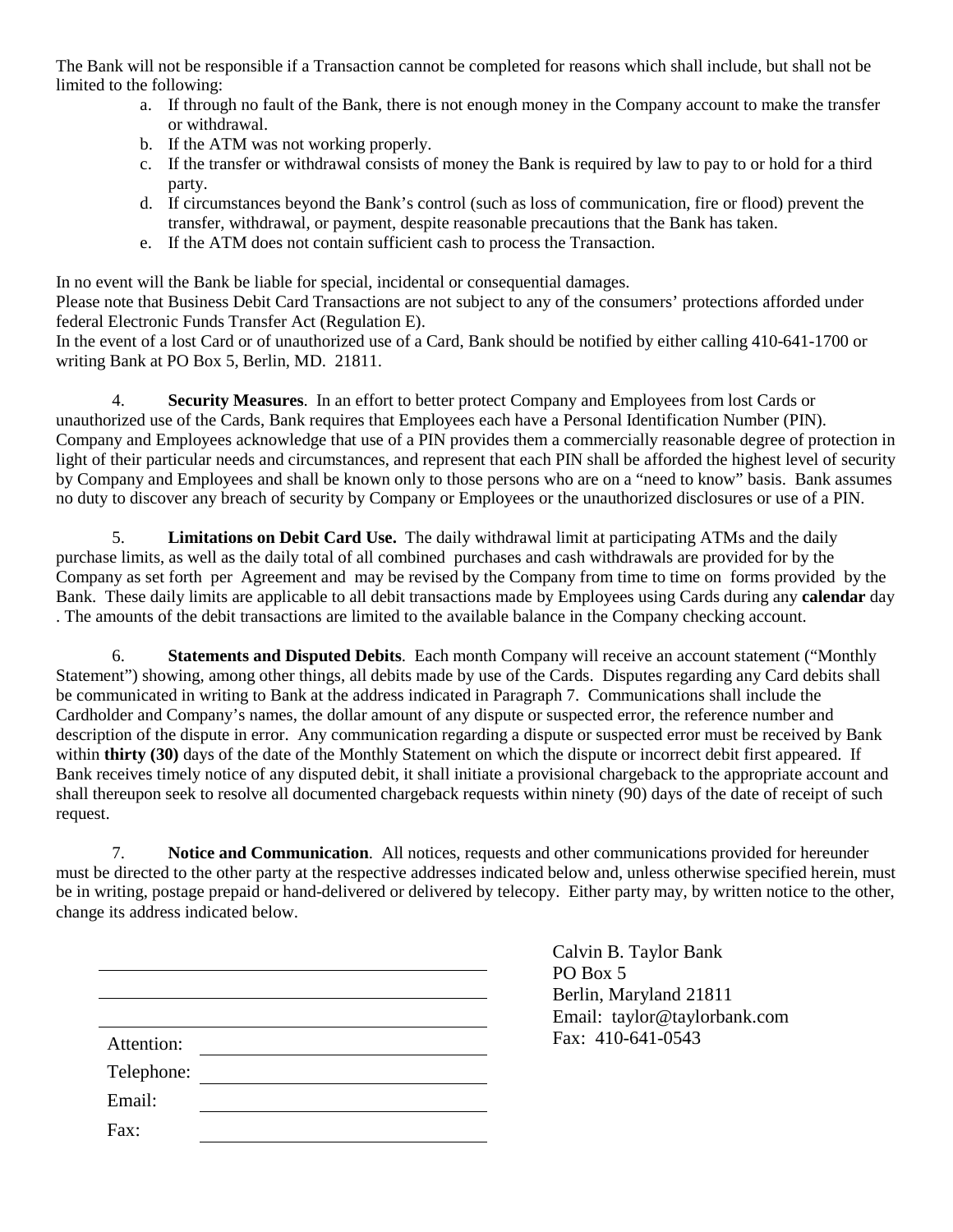The Bank will not be responsible if a Transaction cannot be completed for reasons which shall include, but shall not be limited to the following:

a. If through no fault of the Bank, there is not enough money in the Company account to make the transfer or withdrawal.
b. If the ATM was not working properly.
c. If the transfer or withdrawal consists of money the Bank is required by law to pay to or hold for a third party.
d. If circumstances beyond the Bank's control (such as loss of communication, fire or flood) prevent the transfer, withdrawal, or payment, despite reasonable precautions that the Bank has taken.
e. If the ATM does not contain sufficient cash to process the Transaction.

In no event will the Bank be liable for special, incidental or consequential damages.
Please note that Business Debit Card Transactions are not subject to any of the consumers' protections afforded under federal Electronic Funds Transfer Act (Regulation E).
In the event of a lost Card or of unauthorized use of a Card, Bank should be notified by either calling 410-641-1700 or writing Bank at PO Box 5, Berlin, MD. 21811.

4. **Security Measures**. In an effort to better protect Company and Employees from lost Cards or unauthorized use of the Cards, Bank requires that Employees each have a Personal Identification Number (PIN). Company and Employees acknowledge that use of a PIN provides them a commercially reasonable degree of protection in light of their particular needs and circumstances, and represent that each PIN shall be afforded the highest level of security by Company and Employees and shall be known only to those persons who are on a "need to know" basis. Bank assumes no duty to discover any breach of security by Company or Employees or the unauthorized disclosures or use of a PIN.

5. **Limitations on Debit Card Use.** The daily withdrawal limit at participating ATMs and the daily purchase limits, as well as the daily total of all combined purchases and cash withdrawals are provided for by the Company as set forth per Agreement and may be revised by the Company from time to time on forms provided by the Bank. These daily limits are applicable to all debit transactions made by Employees using Cards during any **calendar** day . The amounts of the debit transactions are limited to the available balance in the Company checking account.

6. **Statements and Disputed Debits**. Each month Company will receive an account statement ("Monthly Statement") showing, among other things, all debits made by use of the Cards. Disputes regarding any Card debits shall be communicated in writing to Bank at the address indicated in Paragraph 7. Communications shall include the Cardholder and Company's names, the dollar amount of any dispute or suspected error, the reference number and description of the dispute in error. Any communication regarding a dispute or suspected error must be received by Bank within **thirty (30)** days of the date of the Monthly Statement on which the dispute or incorrect debit first appeared. If Bank receives timely notice of any disputed debit, it shall initiate a provisional chargeback to the appropriate account and shall thereupon seek to resolve all documented chargeback requests within ninety (90) days of the date of receipt of such request.

7. **Notice and Communication**. All notices, requests and other communications provided for hereunder must be directed to the other party at the respective addresses indicated below and, unless otherwise specified herein, must be in writing, postage prepaid or hand-delivered or delivered by telecopy. Either party may, by written notice to the other, change its address indicated below.

\_\_\_\_\_\_\_\_\_\_\_\_\_\_\_\_\_\_\_\_\_\_\_\_\_\_\_\_\_\_\_\_
\_\_\_\_\_\_\_\_\_\_\_\_\_\_\_\_\_\_\_\_\_\_\_\_\_\_\_\_\_\_\_\_
\_\_\_\_\_\_\_\_\_\_\_\_\_\_\_\_\_\_\_\_\_\_\_\_\_\_\_\_\_\_\_\_
Attention: \_\_\_\_\_\_\_\_\_\_\_\_\_\_\_\_\_\_\_\_\_\_
Telephone: \_\_\_\_\_\_\_\_\_\_\_\_\_\_\_\_\_\_\_\_\_\_
Email: \_\_\_\_\_\_\_\_\_\_\_\_\_\_\_\_\_\_\_\_\_\_
Fax: \_\_\_\_\_\_\_\_\_\_\_\_\_\_\_\_\_\_\_\_\_\_

Calvin B. Taylor Bank
PO Box 5
Berlin, Maryland 21811
Email: taylor@taylorbank.com
Fax: 410-641-0543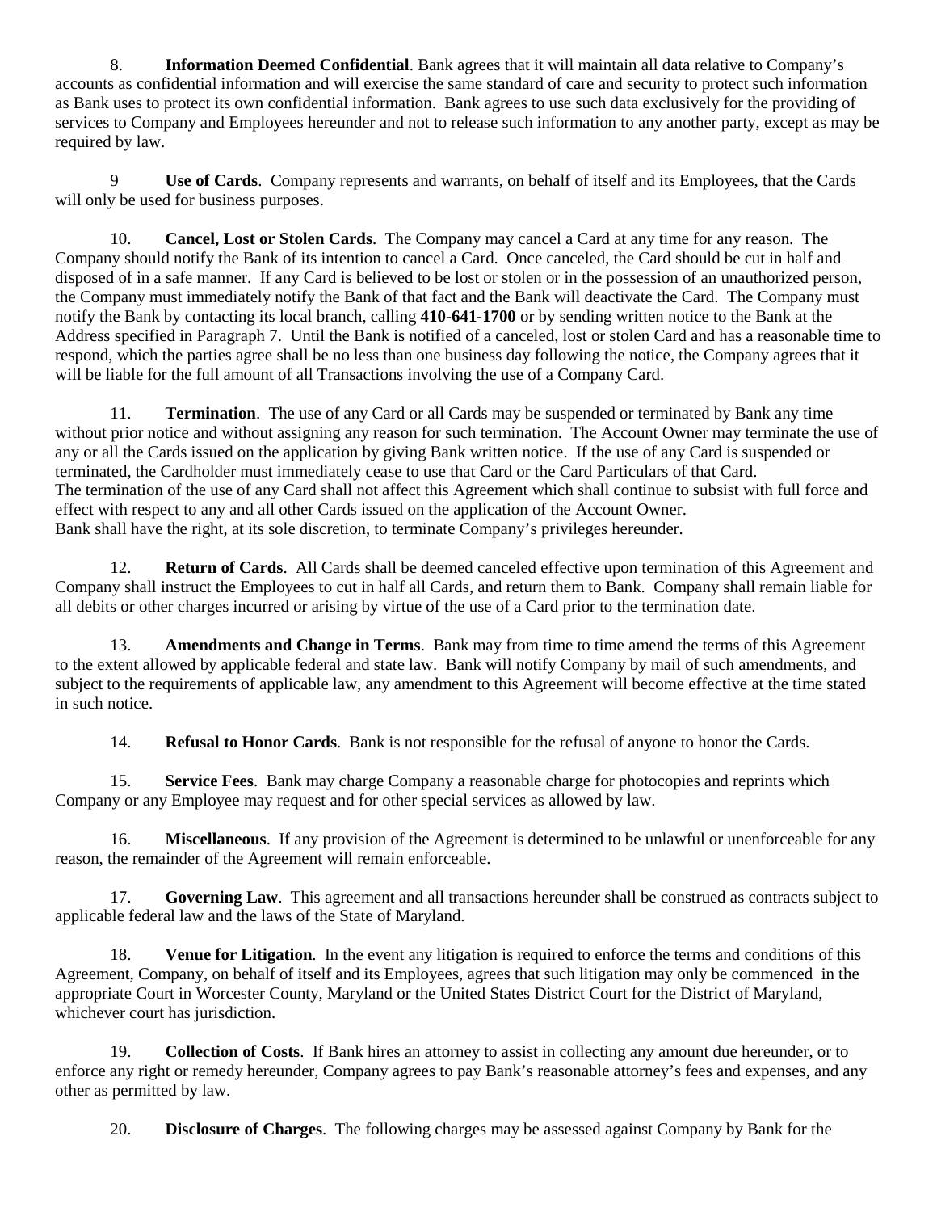8. **Information Deemed Confidential**. Bank agrees that it will maintain all data relative to Company's accounts as confidential information and will exercise the same standard of care and security to protect such information as Bank uses to protect its own confidential information. Bank agrees to use such data exclusively for the providing of services to Company and Employees hereunder and not to release such information to any another party, except as may be required by law.

9 **Use of Cards**. Company represents and warrants, on behalf of itself and its Employees, that the Cards will only be used for business purposes.

10. **Cancel, Lost or Stolen Cards**. The Company may cancel a Card at any time for any reason. The Company should notify the Bank of its intention to cancel a Card. Once canceled, the Card should be cut in half and disposed of in a safe manner. If any Card is believed to be lost or stolen or in the possession of an unauthorized person, the Company must immediately notify the Bank of that fact and the Bank will deactivate the Card. The Company must notify the Bank by contacting its local branch, calling **410-641-1700** or by sending written notice to the Bank at the Address specified in Paragraph 7. Until the Bank is notified of a canceled, lost or stolen Card and has a reasonable time to respond, which the parties agree shall be no less than one business day following the notice, the Company agrees that it will be liable for the full amount of all Transactions involving the use of a Company Card.

11. **Termination**. The use of any Card or all Cards may be suspended or terminated by Bank any time without prior notice and without assigning any reason for such termination. The Account Owner may terminate the use of any or all the Cards issued on the application by giving Bank written notice. If the use of any Card is suspended or terminated, the Cardholder must immediately cease to use that Card or the Card Particulars of that Card.
The termination of the use of any Card shall not affect this Agreement which shall continue to subsist with full force and effect with respect to any and all other Cards issued on the application of the Account Owner.
Bank shall have the right, at its sole discretion, to terminate Company's privileges hereunder.

12. **Return of Cards**. All Cards shall be deemed canceled effective upon termination of this Agreement and Company shall instruct the Employees to cut in half all Cards, and return them to Bank. Company shall remain liable for all debits or other charges incurred or arising by virtue of the use of a Card prior to the termination date.

13. **Amendments and Change in Terms**. Bank may from time to time amend the terms of this Agreement to the extent allowed by applicable federal and state law. Bank will notify Company by mail of such amendments, and subject to the requirements of applicable law, any amendment to this Agreement will become effective at the time stated in such notice.

14. **Refusal to Honor Cards**. Bank is not responsible for the refusal of anyone to honor the Cards.

15. **Service Fees**. Bank may charge Company a reasonable charge for photocopies and reprints which Company or any Employee may request and for other special services as allowed by law.

16. **Miscellaneous**. If any provision of the Agreement is determined to be unlawful or unenforceable for any reason, the remainder of the Agreement will remain enforceable.

17. **Governing Law**. This agreement and all transactions hereunder shall be construed as contracts subject to applicable federal law and the laws of the State of Maryland.

18. **Venue for Litigation**. In the event any litigation is required to enforce the terms and conditions of this Agreement, Company, on behalf of itself and its Employees, agrees that such litigation may only be commenced in the appropriate Court in Worcester County, Maryland or the United States District Court for the District of Maryland, whichever court has jurisdiction.

19. **Collection of Costs**. If Bank hires an attorney to assist in collecting any amount due hereunder, or to enforce any right or remedy hereunder, Company agrees to pay Bank's reasonable attorney's fees and expenses, and any other as permitted by law.

20. **Disclosure of Charges**. The following charges may be assessed against Company by Bank for the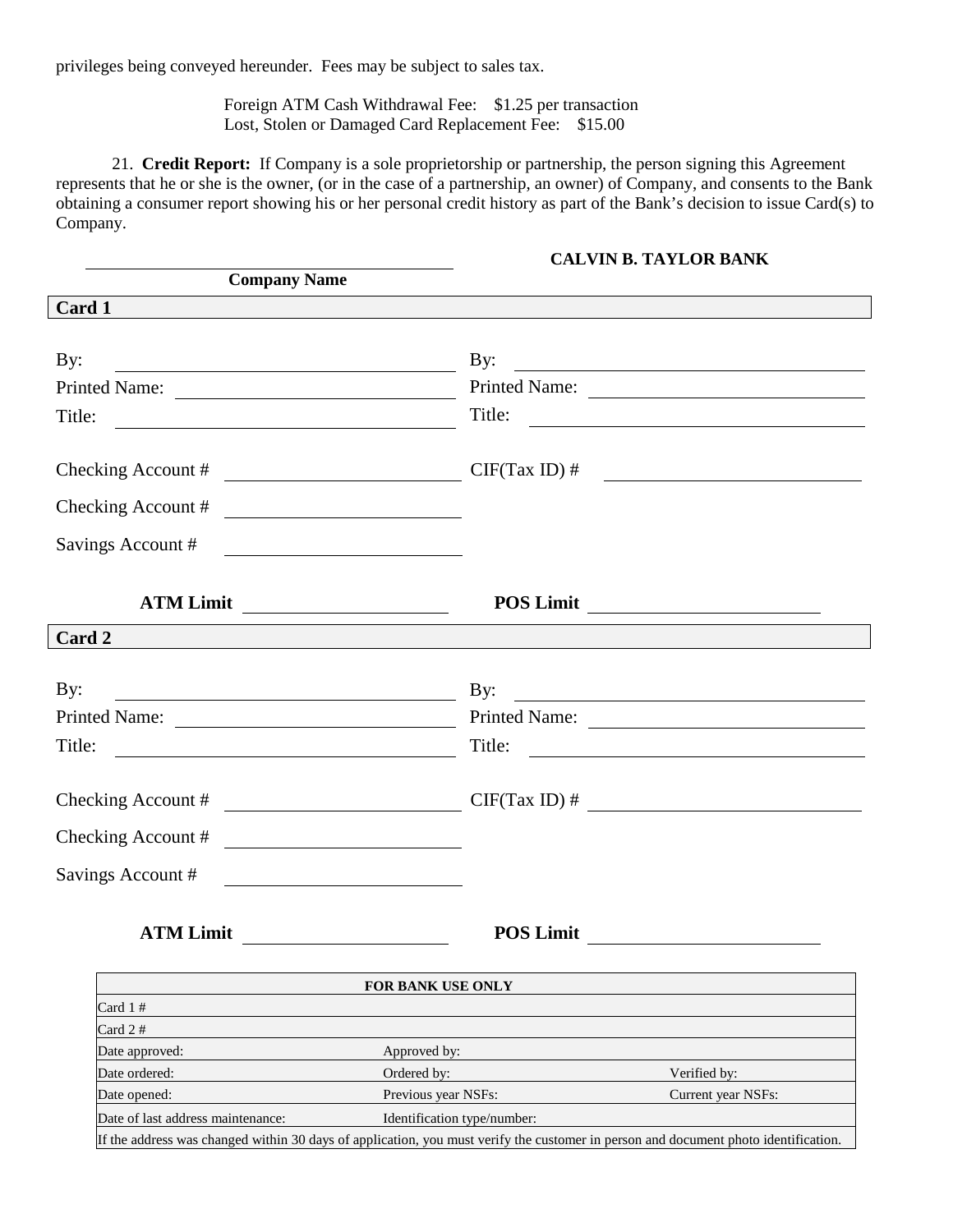privileges being conveyed hereunder. Fees may be subject to sales tax.

Foreign ATM Cash Withdrawal Fee: $1.25 per transaction
Lost, Stolen or Damaged Card Replacement Fee: $15.00

21. **Credit Report:** If Company is a sole proprietorship or partnership, the person signing this Agreement represents that he or she is the owner, (or in the case of a partnership, an owner) of Company, and consents to the Bank obtaining a consumer report showing his or her personal credit history as part of the Bank's decision to issue Card(s) to Company.

______________________________
**Company Name**

**CALVIN B. TAYLOR BANK**

**Card 1**

By: ______________________________ By: ______________________________
Printed Name: ______________________________ Printed Name: ______________________________
Title: ______________________________ Title: ______________________________

Checking Account # ______________________________ CIF(Tax ID) # ______________________________
Checking Account # ______________________________
Savings Account # ______________________________

**ATM Limit** ______________________________ **POS Limit** ______________________________

**Card 2**

By: ______________________________ By: ______________________________
Printed Name: ______________________________ Printed Name: ______________________________
Title: ______________________________ Title: ______________________________

Checking Account # ______________________________ CIF(Tax ID) # ______________________________
Checking Account # ______________________________
Savings Account # ______________________________

**ATM Limit** ______________________________ **POS Limit** ______________________________

| **FOR BANK USE ONLY** | | |
|---|---|---|
| Card 1 # | | |
| Card 2 # | | |
| Date approved: | Approved by: | |
| Date ordered: | Ordered by: | Verified by: |
| Date opened: | Previous year NSFs: | Current year NSFs: |
| Date of last address maintenance: | Identification type/number: | |
| If the address was changed within 30 days of application, you must verify the customer in person and document photo identification. | | |